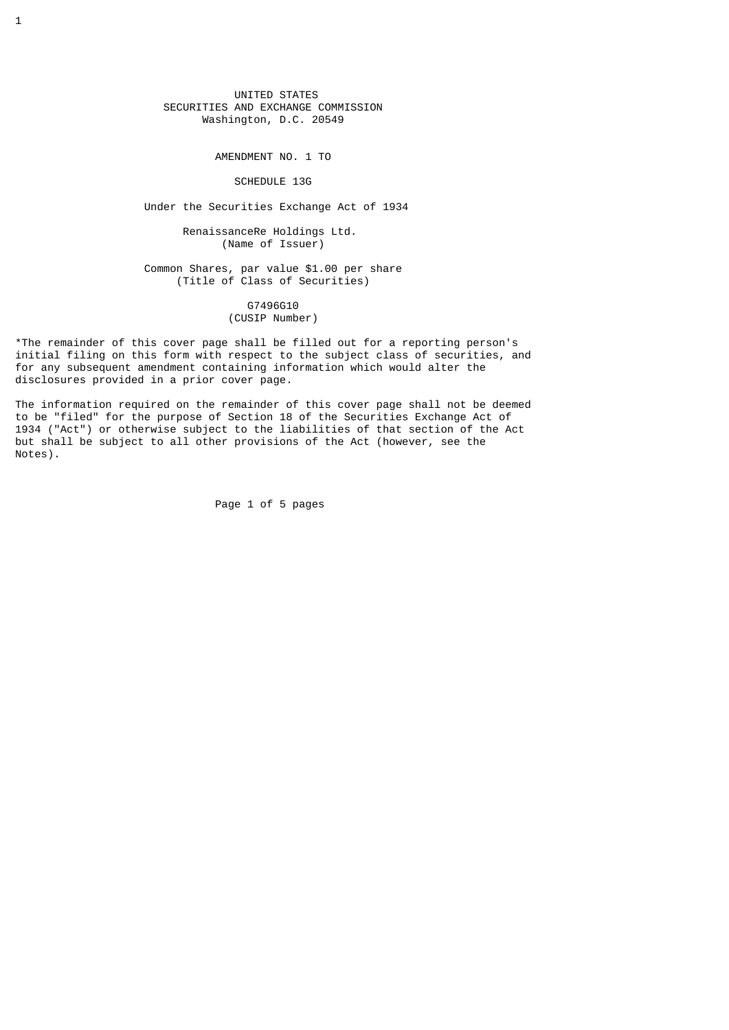UNITED STATES
SECURITIES AND EXCHANGE COMMISSION
Washington, D.C. 20549

AMENDMENT NO. 1 TO

SCHEDULE 13G

Under the Securities Exchange Act of 1934

RenaissanceRe Holdings Ltd.
(Name of Issuer)

Common Shares, par value $1.00 per share
(Title of Class of Securities)

G7496G10
(CUSIP Number)

*The remainder of this cover page shall be filled out for a reporting person's initial filing on this form with respect to the subject class of securities, and for any subsequent amendment containing information which would alter the disclosures provided in a prior cover page.

The information required on the remainder of this cover page shall not be deemed to be "filed" for the purpose of Section 18 of the Securities Exchange Act of 1934 ("Act") or otherwise subject to the liabilities of that section of the Act but shall be subject to all other provisions of the Act (however, see the Notes).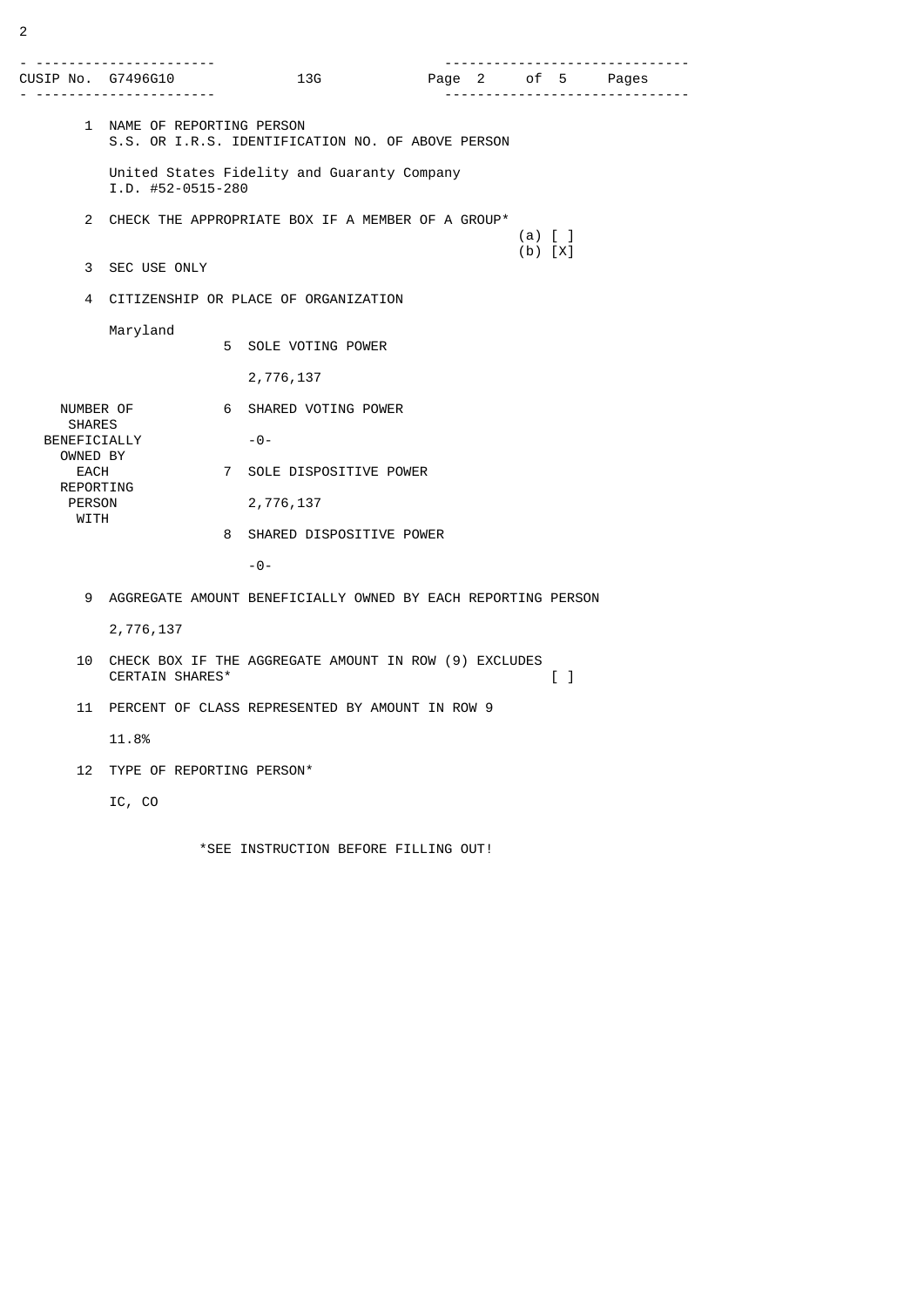| CUSIP No. G7496G10 | 13G | Page 2 of 5 Pages |
| --- | --- | --- |

1 NAME OF REPORTING PERSON
S.S. OR I.R.S. IDENTIFICATION NO. OF ABOVE PERSON

United States Fidelity and Guaranty Company
I.D. #52-0515-280

2 CHECK THE APPROPRIATE BOX IF A MEMBER OF A GROUP*
(a) [ ]
(b) [X]

3 SEC USE ONLY

4 CITIZENSHIP OR PLACE OF ORGANIZATION

Maryland

| NUMBER OF SHARES BENEFICIALLY OWNED BY EACH REPORTING PERSON WITH | | |
| --- | --- | --- |
| | 5 | SOLE VOTING POWER<br>2,776,137 |
| | 6 | SHARED VOTING POWER<br>-0- |
| | 7 | SOLE DISPOSITIVE POWER<br>2,776,137 |
| | 8 | SHARED DISPOSITIVE POWER<br>-0- |

9 AGGREGATE AMOUNT BENEFICIALLY OWNED BY EACH REPORTING PERSON

2,776,137

10 CHECK BOX IF THE AGGREGATE AMOUNT IN ROW (9) EXCLUDES CERTAIN SHARES* [ ]

11 PERCENT OF CLASS REPRESENTED BY AMOUNT IN ROW 9

11.8%

12 TYPE OF REPORTING PERSON*

IC, CO

*SEE INSTRUCTION BEFORE FILLING OUT!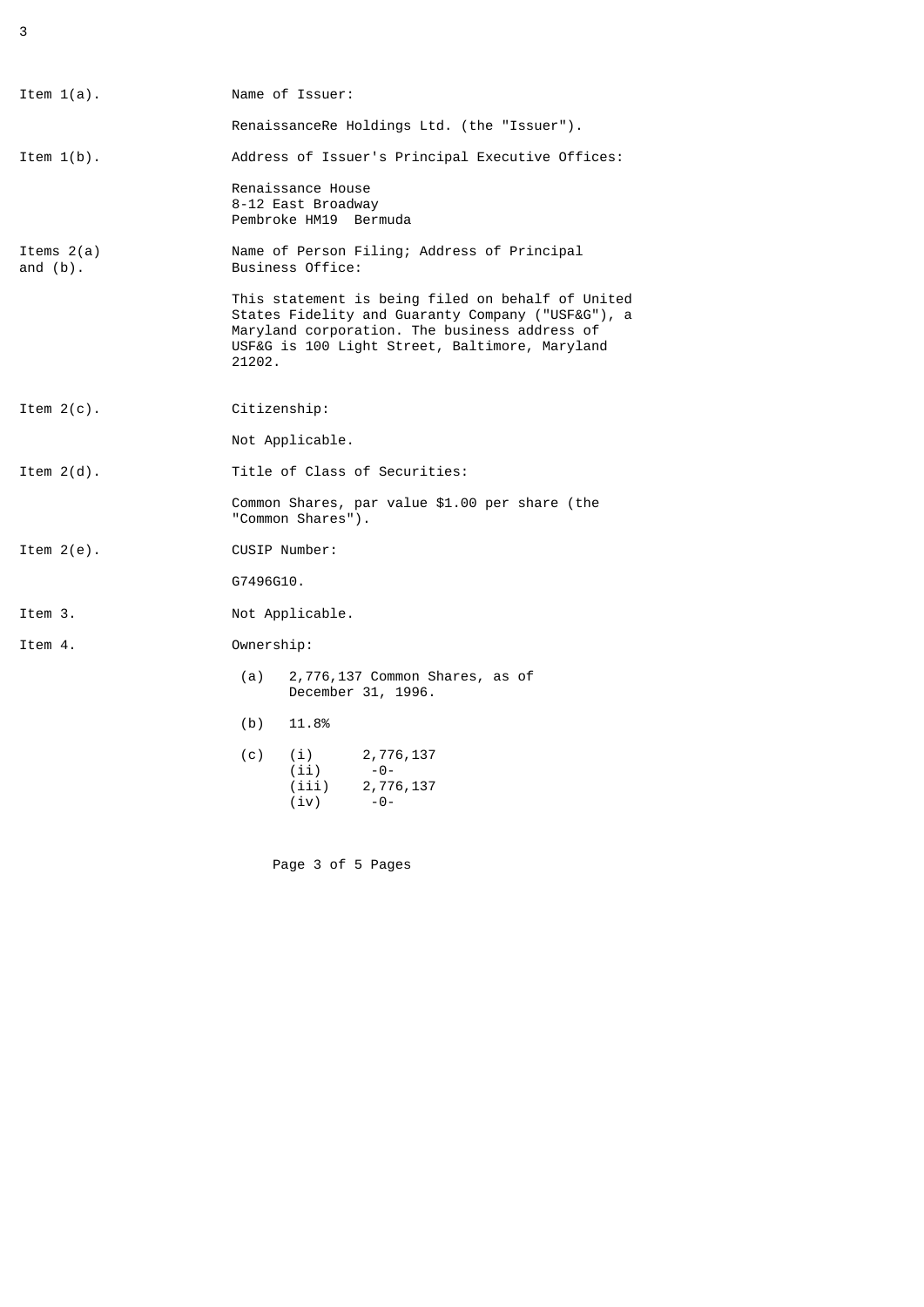**Item 1(a).** Name of Issuer:

RenaissanceRe Holdings Ltd. (the "Issuer").

**Item 1(b).** Address of Issuer's Principal Executive Offices:

Renaissance House
8-12 East Broadway
Pembroke HM19 Bermuda

**Items 2(a) and (b).** Name of Person Filing; Address of Principal Business Office:

This statement is being filed on behalf of United States Fidelity and Guaranty Company ("USF&G"), a Maryland corporation. The business address of USF&G is 100 Light Street, Baltimore, Maryland 21202.

**Item 2(c).** Citizenship:

Not Applicable.

**Item 2(d).** Title of Class of Securities:

Common Shares, par value $1.00 per share (the "Common Shares").

**Item 2(e).** CUSIP Number:

G7496G10.

**Item 3.** Not Applicable.

**Item 4.** Ownership:

(a) 2,776,137 Common Shares, as of December 31, 1996.

(b) 11.8%

(c)
- (i) 2,776,137
- (ii) -0-
- (iii) 2,776,137
- (iv) -0-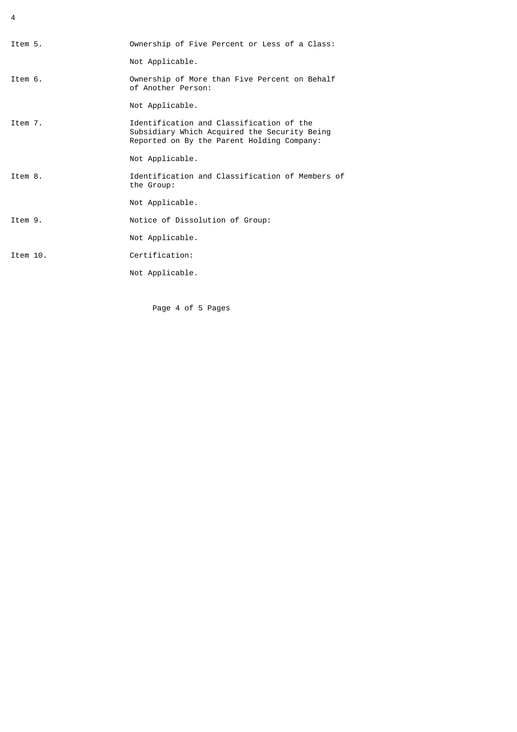Item 5. Ownership of Five Percent or Less of a Class:

Not Applicable.

Item 6. Ownership of More than Five Percent on Behalf of Another Person:

Not Applicable.

Item 7. Identification and Classification of the Subsidiary Which Acquired the Security Being Reported on By the Parent Holding Company:

Not Applicable.

Item 8. Identification and Classification of Members of the Group:

Not Applicable.

Item 9. Notice of Dissolution of Group:

Not Applicable.

Item 10. Certification:

Not Applicable.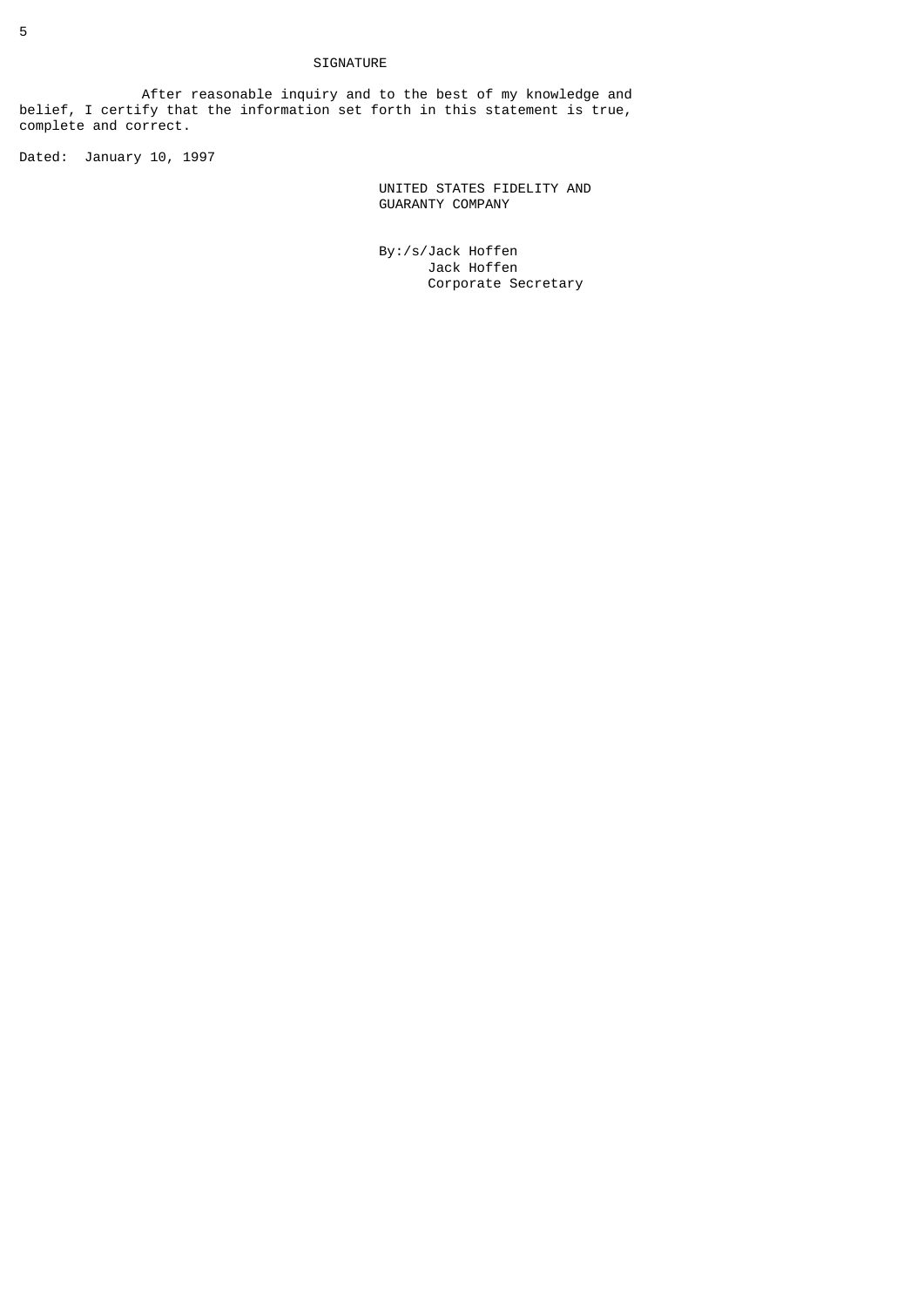## SIGNATURE

After reasonable inquiry and to the best of my knowledge and belief, I certify that the information set forth in this statement is true, complete and correct.

Dated: January 10, 1997

UNITED STATES FIDELITY AND GUARANTY COMPANY

By:/s/Jack Hoffen
Jack Hoffen
Corporate Secretary